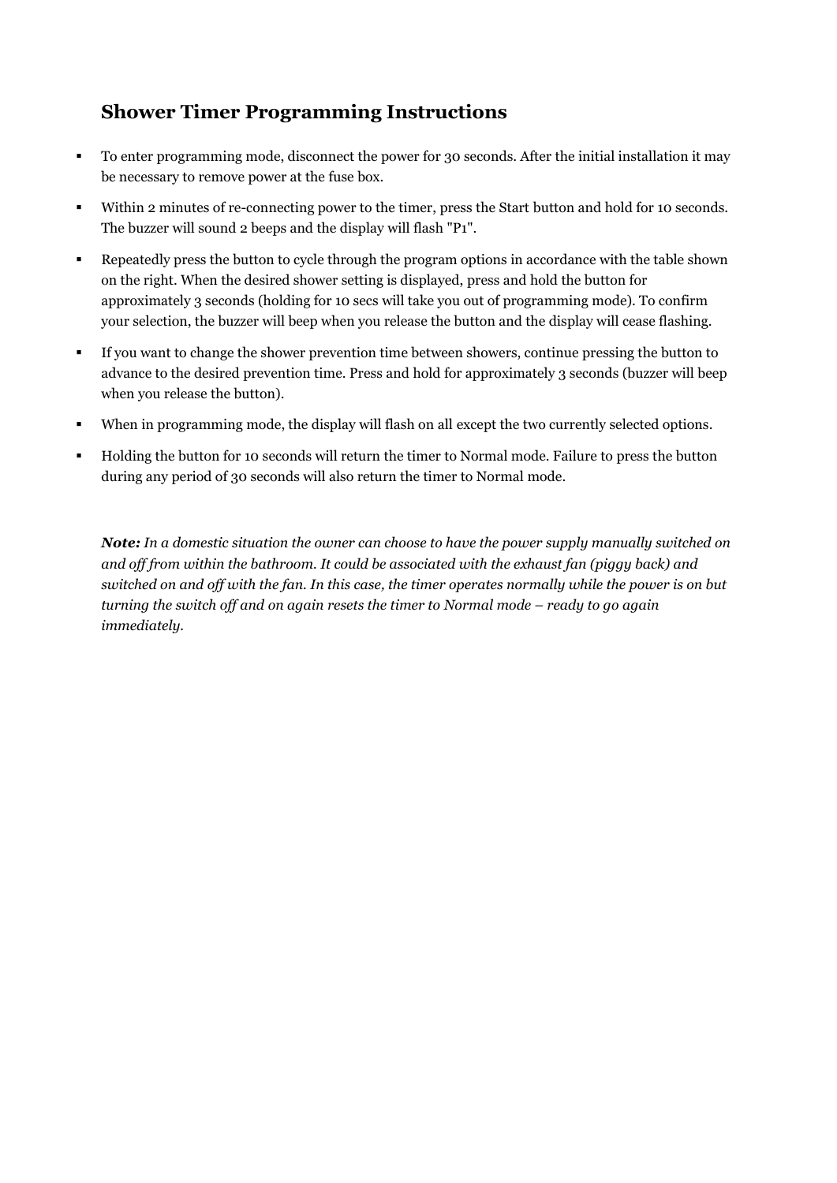## Shower Timer Programming Instructions

- To enter programming mode, disconnect the power for 30 seconds. After the initial installation it may be necessary to remove power at the fuse box.
- Within 2 minutes of re-connecting power to the timer, press the Start button and hold for 10 seconds. The buzzer will sound 2 beeps and the display will flash "P1".
- Repeatedly press the button to cycle through the program options in accordance with the table shown on the right. When the desired shower setting is displayed, press and hold the button for approximately 3 seconds (holding for 10 secs will take you out of programming mode). To confirm your selection, the buzzer will beep when you release the button and the display will cease flashing.
- If you want to change the shower prevention time between showers, continue pressing the button to advance to the desired prevention time. Press and hold for approximately 3 seconds (buzzer will beep when you release the button).
- When in programming mode, the display will flash on all except the two currently selected options.
- Holding the button for 10 seconds will return the timer to Normal mode. Failure to press the button during any period of 30 seconds will also return the timer to Normal mode.

***Note:*** *In a domestic situation the owner can choose to have the power supply manually switched on and off from within the bathroom. It could be associated with the exhaust fan (piggy back) and switched on and off with the fan. In this case, the timer operates normally while the power is on but turning the switch off and on again resets the timer to Normal mode – ready to go again immediately.*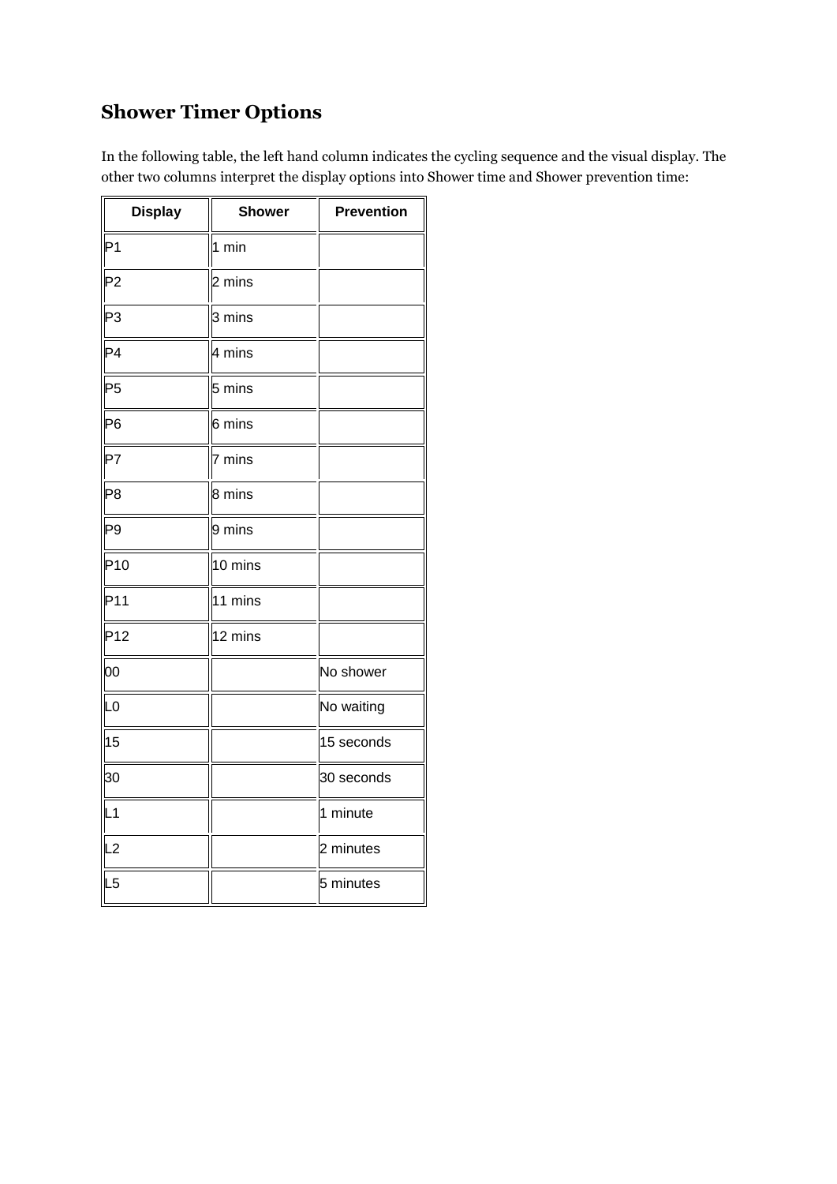## Shower Timer Options

In the following table, the left hand column indicates the cycling sequence and the visual display. The other two columns interpret the display options into Shower time and Shower prevention time:

| Display | Shower | Prevention |
|---|---|---|
| P1 | 1 min | |
| P2 | 2 mins | |
| P3 | 3 mins | |
| P4 | 4 mins | |
| P5 | 5 mins | |
| P6 | 6 mins | |
| P7 | 7 mins | |
| P8 | 8 mins | |
| P9 | 9 mins | |
| P10 | 10 mins | |
| P11 | 11 mins | |
| P12 | 12 mins | |
| 00 | | No shower |
| L0 | | No waiting |
| 15 | | 15 seconds |
| 30 | | 30 seconds |
| L1 | | 1 minute |
| L2 | | 2 minutes |
| L5 | | 5 minutes |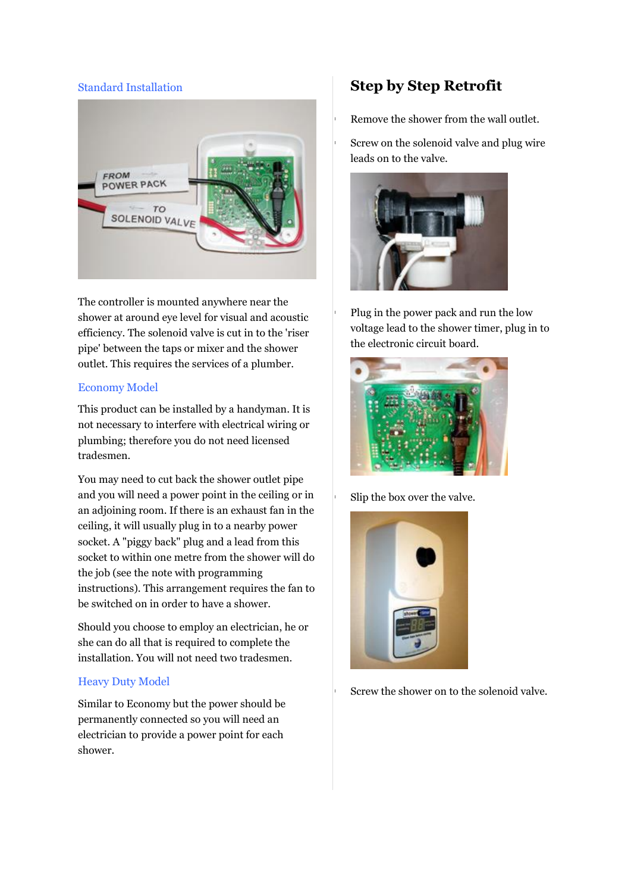### Standard Installation

The controller is mounted anywhere near the shower at around eye level for visual and acoustic efficiency. The solenoid valve is cut in to the 'riser pipe' between the taps or mixer and the shower outlet. This requires the services of a plumber.

### Economy Model

This product can be installed by a handyman. It is not necessary to interfere with electrical wiring or plumbing; therefore you do not need licensed tradesmen.

You may need to cut back the shower outlet pipe and you will need a power point in the ceiling or in an adjoining room. If there is an exhaust fan in the ceiling, it will usually plug in to a nearby power socket. A "piggy back" plug and a lead from this socket to within one metre from the shower will do the job (see the note with programming instructions). This arrangement requires the fan to be switched on in order to have a shower.

Should you choose to employ an electrician, he or she can do all that is required to complete the installation. You will not need two tradesmen.

### Heavy Duty Model

Similar to Economy but the power should be permanently connected so you will need an electrician to provide a power point for each shower.

## Step by Step Retrofit

- Remove the shower from the wall outlet.
- Screw on the solenoid valve and plug wire leads on to the valve.
- Plug in the power pack and run the low voltage lead to the shower timer, plug in to the electronic circuit board.
- Slip the box over the valve.
- Screw the shower on to the solenoid valve.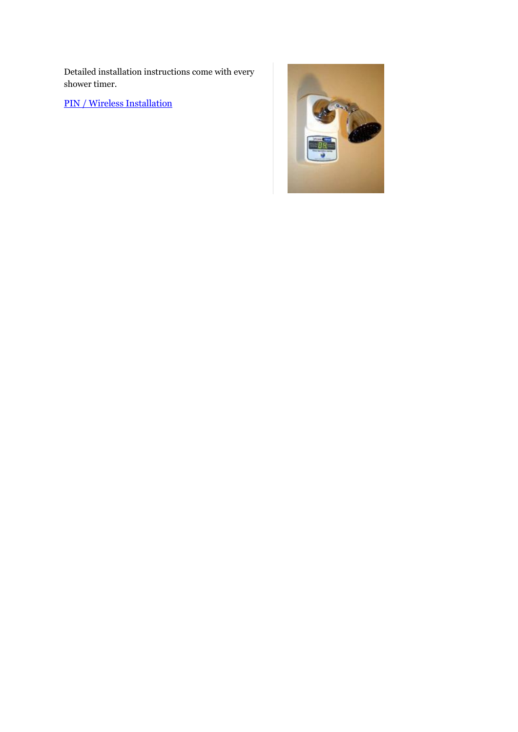Detailed installation instructions come with every shower timer.

PIN / Wireless Installation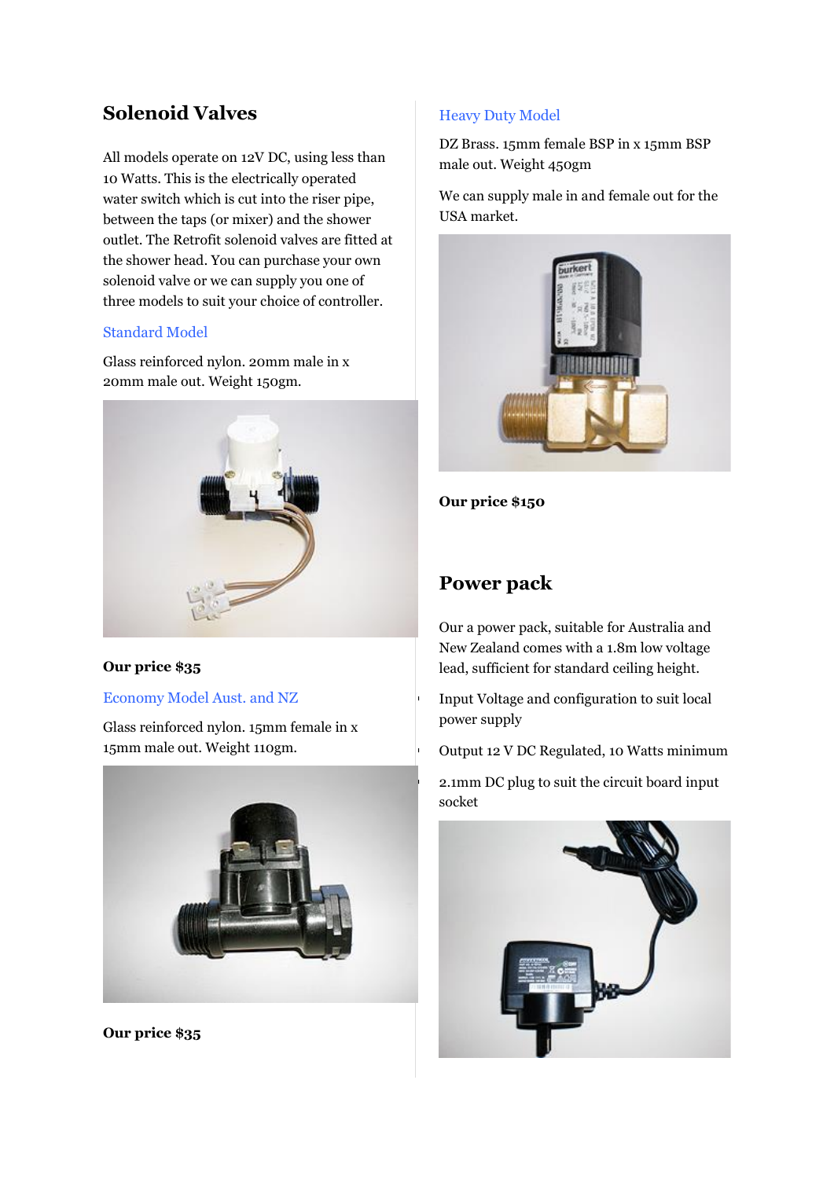## Solenoid Valves

All models operate on 12V DC, using less than 10 Watts. This is the electrically operated water switch which is cut into the riser pipe, between the taps (or mixer) and the shower outlet. The Retrofit solenoid valves are fitted at the shower head. You can purchase your own solenoid valve or we can supply you one of three models to suit your choice of controller.

### Standard Model

Glass reinforced nylon. 20mm male in x 20mm male out. Weight 150gm.

**Our price $35**

### Economy Model Aust. and NZ

Glass reinforced nylon. 15mm female in x 15mm male out. Weight 110gm.

**Our price $35**

### Heavy Duty Model

DZ Brass. 15mm female BSP in x 15mm BSP male out. Weight 450gm

We can supply male in and female out for the USA market.

**Our price $150**

## Power pack

Our a power pack, suitable for Australia and New Zealand comes with a 1.8m low voltage lead, sufficient for standard ceiling height.

- Input Voltage and configuration to suit local power supply
- Output 12 V DC Regulated, 10 Watts minimum
- 2.1mm DC plug to suit the circuit board input socket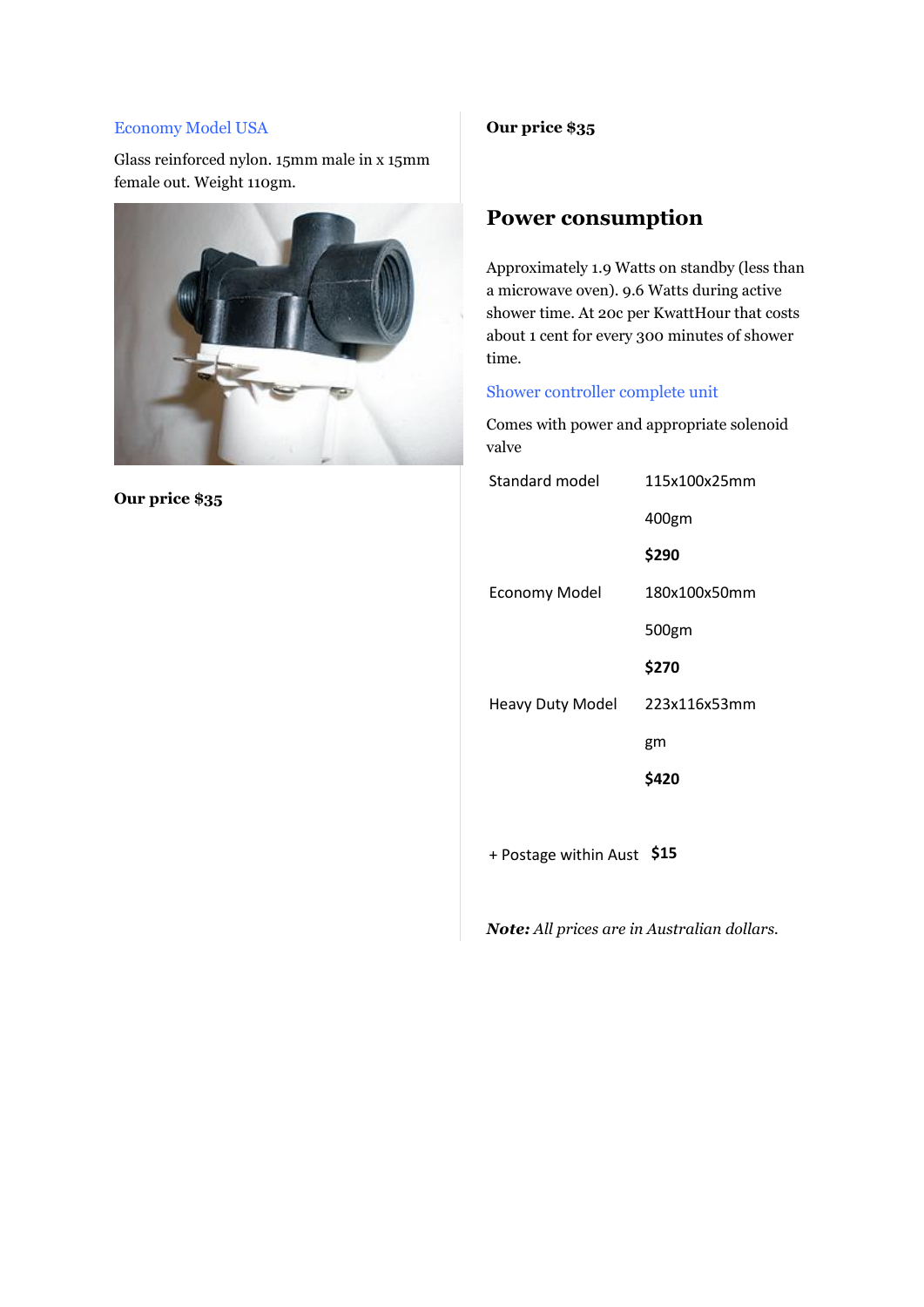Economy Model USA

Glass reinforced nylon. 15mm male in x 15mm female out. Weight 110gm.

**Our price $35**

**Our price $35**

## Power consumption

Approximately 1.9 Watts on standby (less than a microwave oven). 9.6 Watts during active shower time. At 20c per KwattHour that costs about 1 cent for every 300 minutes of shower time.

Shower controller complete unit

Comes with power and appropriate solenoid valve

| | |
|---|---|
| Standard model | 115x100x25mm |
| | 400gm |
| | **$290** |
| Economy Model | 180x100x50mm |
| | 500gm |
| | **$270** |
| Heavy Duty Model | 223x116x53mm |
| | gm |
| | **$420** |

+ Postage within Aust **$15**

***Note:*** *All prices are in Australian dollars.*